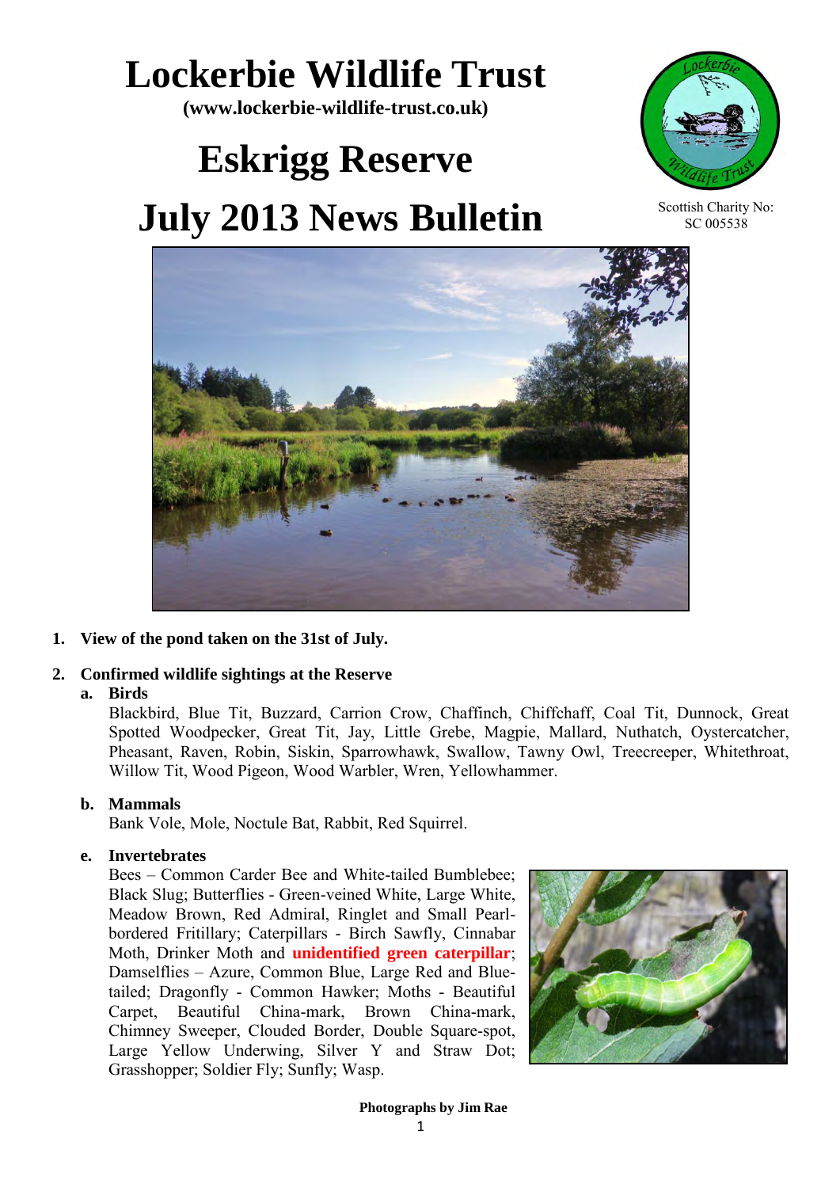# Lockerbie Wildlife Trust

**(www.lockerbie-wildlife-trust.co.uk)**

# Eskrigg Reserve

# July 2013 News Bulletin

Scottish Charity No: SC 005538

1. **View of the pond taken on the 31st of July.**

2. **Confirmed wildlife sightings at the Reserve**

   a. **Birds**

   Blackbird, Blue Tit, Buzzard, Carrion Crow, Chaffinch, Chiffchaff, Coal Tit, Dunnock, Great Spotted Woodpecker, Great Tit, Jay, Little Grebe, Magpie, Mallard, Nuthatch, Oystercatcher, Pheasant, Raven, Robin, Siskin, Sparrowhawk, Swallow, Tawny Owl, Treecreeper, Whitethroat, Willow Tit, Wood Pigeon, Wood Warbler, Wren, Yellowhammer.

   b. **Mammals**

   Bank Vole, Mole, Noctule Bat, Rabbit, Red Squirrel.

   e. **Invertebrates**

   Bees – Common Carder Bee and White-tailed Bumblebee; Black Slug; Butterflies - Green-veined White, Large White, Meadow Brown, Red Admiral, Ringlet and Small Pearl-bordered Fritillary; Caterpillars - Birch Sawfly, Cinnabar Moth, Drinker Moth and **unidentified green caterpillar**; Damselflies – Azure, Common Blue, Large Red and Blue-tailed; Dragonfly - Common Hawker; Moths - Beautiful Carpet, Beautiful China-mark, Brown China-mark, Chimney Sweeper, Clouded Border, Double Square-spot, Large Yellow Underwing, Silver Y and Straw Dot; Grasshopper; Soldier Fly; Sunfly; Wasp.

**Photographs by Jim Rae**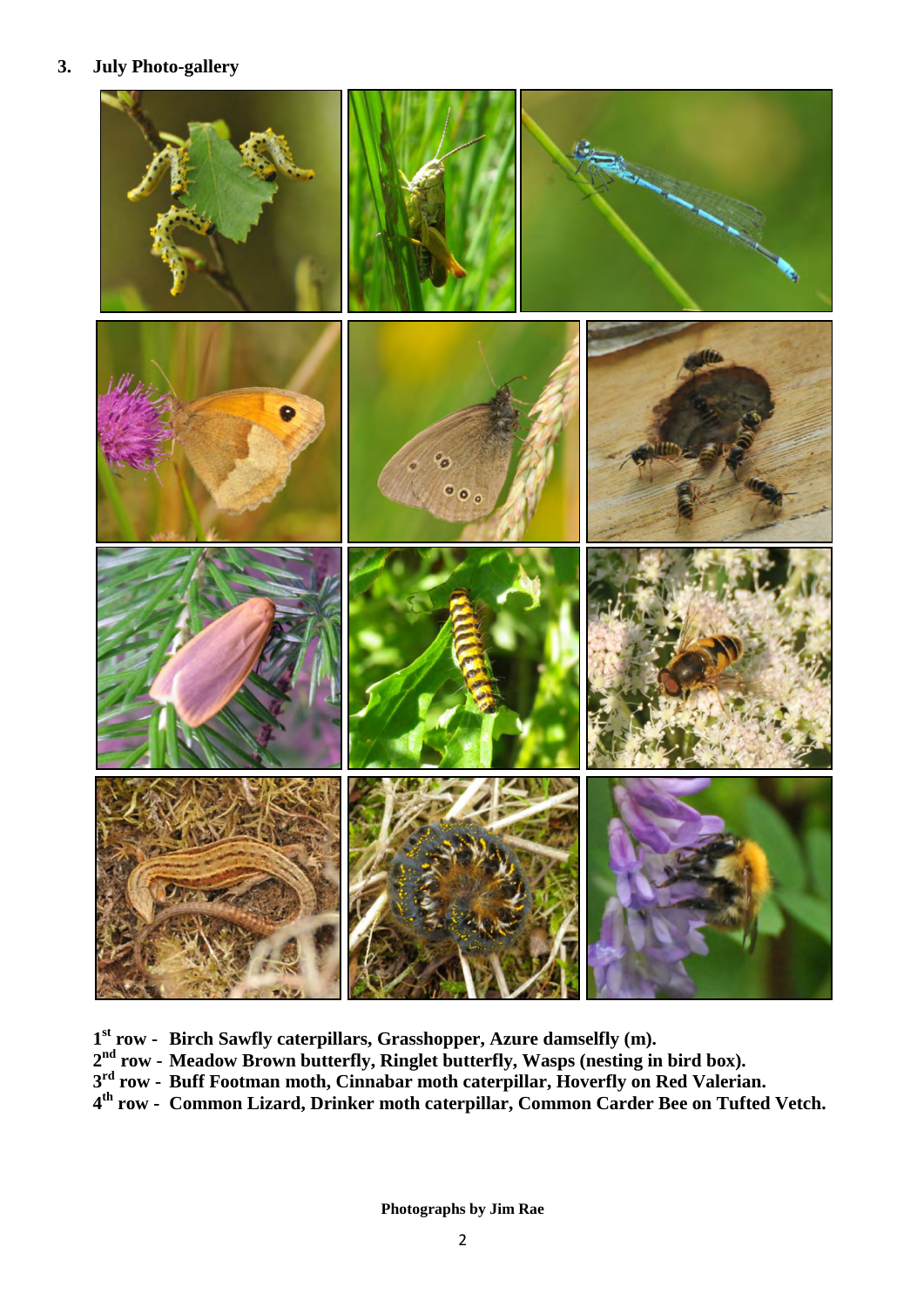## 3. July Photo-gallery

**1st row - Birch Sawfly caterpillars, Grasshopper, Azure damselfly (m).**
**2nd row - Meadow Brown butterfly, Ringlet butterfly, Wasps (nesting in bird box).**
**3rd row - Buff Footman moth, Cinnabar moth caterpillar, Hoverfly on Red Valerian.**
**4th row - Common Lizard, Drinker moth caterpillar, Common Carder Bee on Tufted Vetch.**

**Photographs by Jim Rae**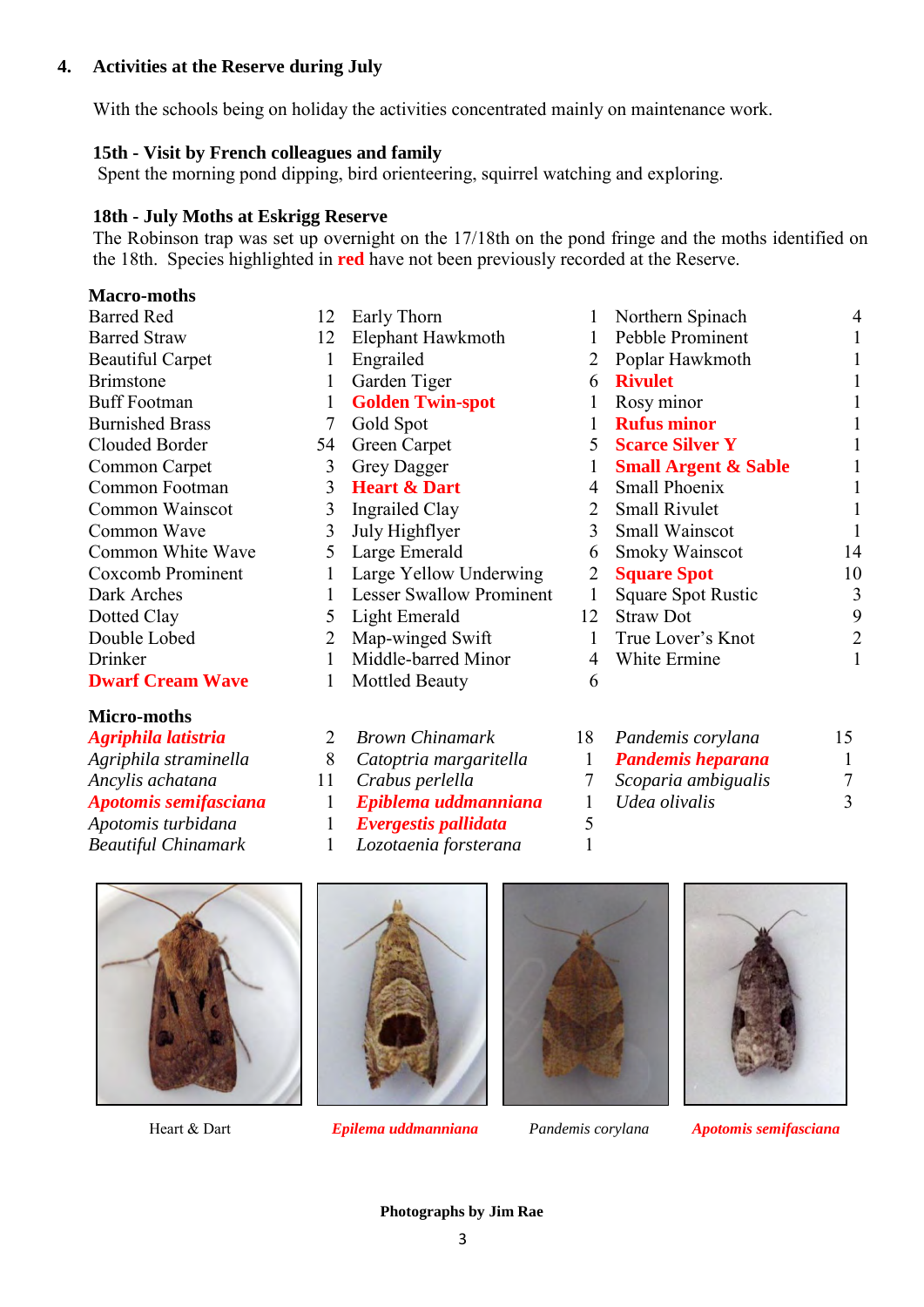## 4. Activities at the Reserve during July

With the schools being on holiday the activities concentrated mainly on maintenance work.

### 15th - Visit by French colleagues and family

Spent the morning pond dipping, bird orienteering, squirrel watching and exploring.

### 18th - July Moths at Eskrigg Reserve

The Robinson trap was set up overnight on the 17/18th on the pond fringe and the moths identified on the 18th. Species highlighted in **red** have not been previously recorded at the Reserve.

**Macro-moths**

| Species | No. | Species | No. | Species | No. |
|---|---|---|---|---|---|
| Barred Red | 12 | Early Thorn | 1 | Northern Spinach | 4 |
| Barred Straw | 12 | Elephant Hawkmoth | 1 | Pebble Prominent | 1 |
| Beautiful Carpet | 1 | Engrailed | 2 | Poplar Hawkmoth | 1 |
| Brimstone | 1 | Garden Tiger | 6 | **Rivulet** | 1 |
| Buff Footman | 1 | **Golden Twin-spot** | 1 | Rosy minor | 1 |
| Burnished Brass | 7 | Gold Spot | 1 | **Rufus minor** | 1 |
| Clouded Border | 54 | Green Carpet | 5 | **Scarce Silver Y** | 1 |
| Common Carpet | 3 | Grey Dagger | 1 | **Small Argent & Sable** | 1 |
| Common Footman | 3 | **Heart & Dart** | 4 | Small Phoenix | 1 |
| Common Wainscot | 3 | Ingrailed Clay | 2 | Small Rivulet | 1 |
| Common Wave | 3 | July Highflyer | 3 | Small Wainscot | 1 |
| Common White Wave | 5 | Large Emerald | 6 | Smoky Wainscot | 14 |
| Coxcomb Prominent | 1 | Large Yellow Underwing | 2 | **Square Spot** | 10 |
| Dark Arches | 1 | Lesser Swallow Prominent | 1 | Square Spot Rustic | 3 |
| Dotted Clay | 5 | Light Emerald | 12 | Straw Dot | 9 |
| Double Lobed | 2 | Map-winged Swift | 1 | True Lover's Knot | 2 |
| Drinker | 1 | Middle-barred Minor | 4 | White Ermine | 1 |
| **Dwarf Cream Wave** | 1 | Mottled Beauty | 6 | | |

**Micro-moths**

| Species | No. | Species | No. | Species | No. |
|---|---|---|---|---|---|
| ***Agriphila latistria*** | 2 | *Brown Chinamark* | 18 | *Pandemis corylana* | 15 |
| *Agriphila straminella* | 8 | *Catoptria margaritella* | 1 | ***Pandemis heparana*** | 1 |
| *Ancylis achatana* | 11 | *Crabus perlella* | 7 | *Scoparia ambigualis* | 7 |
| ***Apotomis semifasciana*** | 1 | ***Epiblema uddmanniana*** | 1 | *Udea olivalis* | 3 |
| *Apotomis turbidana* | 1 | ***Evergestis pallidata*** | 5 | | |
| *Beautiful Chinamark* | 1 | *Lozotaenia forsterana* | 1 | | |

Heart & Dart

***Epilema uddmanniana***

*Pandemis corylana*

***Apotomis semifasciana***

**Photographs by Jim Rae**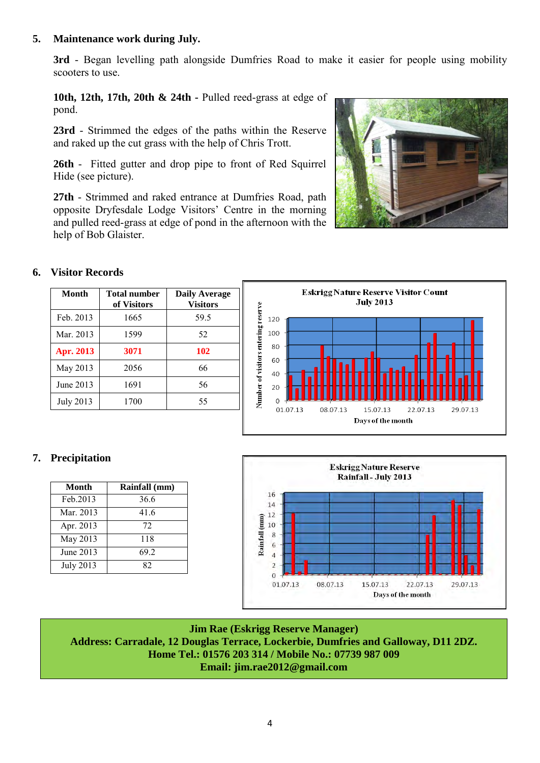## 5. Maintenance work during July.

**3rd** - Began levelling path alongside Dumfries Road to make it easier for people using mobility scooters to use.

**10th, 12th, 17th, 20th & 24th -** Pulled reed-grass at edge of pond.

**23rd** - Strimmed the edges of the paths within the Reserve and raked up the cut grass with the help of Chris Trott.

**26th** - Fitted gutter and drop pipe to front of Red Squirrel Hide (see picture).

**27th** - Strimmed and raked entrance at Dumfries Road, path opposite Dryfesdale Lodge Visitors' Centre in the morning and pulled reed-grass at edge of pond in the afternoon with the help of Bob Glaister.

## 6. Visitor Records

| Month | Total number of Visitors | Daily Average Visitors |
|---|---|---|
| Feb. 2013 | 1665 | 59.5 |
| Mar. 2013 | 1599 | 52 |
| **Apr. 2013** | **3071** | **102** |
| May 2013 | 2056 | 66 |
| June 2013 | 1691 | 56 |
| July 2013 | 1700 | 55 |

Eskrigg Nature Reserve Visitor Count
July 2013

Number of visitors entering reserve

0
20
40
60
80
100
120

01.07.13
08.07.13
15.07.13
22.07.13
29.07.13

Days of the month

## 7. Precipitation

| Month | Rainfall (mm) |
|---|---|
| Feb.2013 | 36.6 |
| Mar. 2013 | 41.6 |
| Apr. 2013 | 72 |
| May 2013 | 118 |
| June 2013 | 69.2 |
| July 2013 | 82 |

Eskrigg Nature Reserve
Rainfall - July 2013

Rainfall (mm)

0
2
4
6
8
10
12
14
16

01.07.13
08.07.13
15.07.13
22.07.13
29.07.13

Days of the month

**Jim Rae (Eskrigg Reserve Manager)**
**Address: Carradale, 12 Douglas Terrace, Lockerbie, Dumfries and Galloway, D11 2DZ.**
**Home Tel.: 01576 203 314 / Mobile No.: 07739 987 009**
**Email: jim.rae2012@gmail.com**